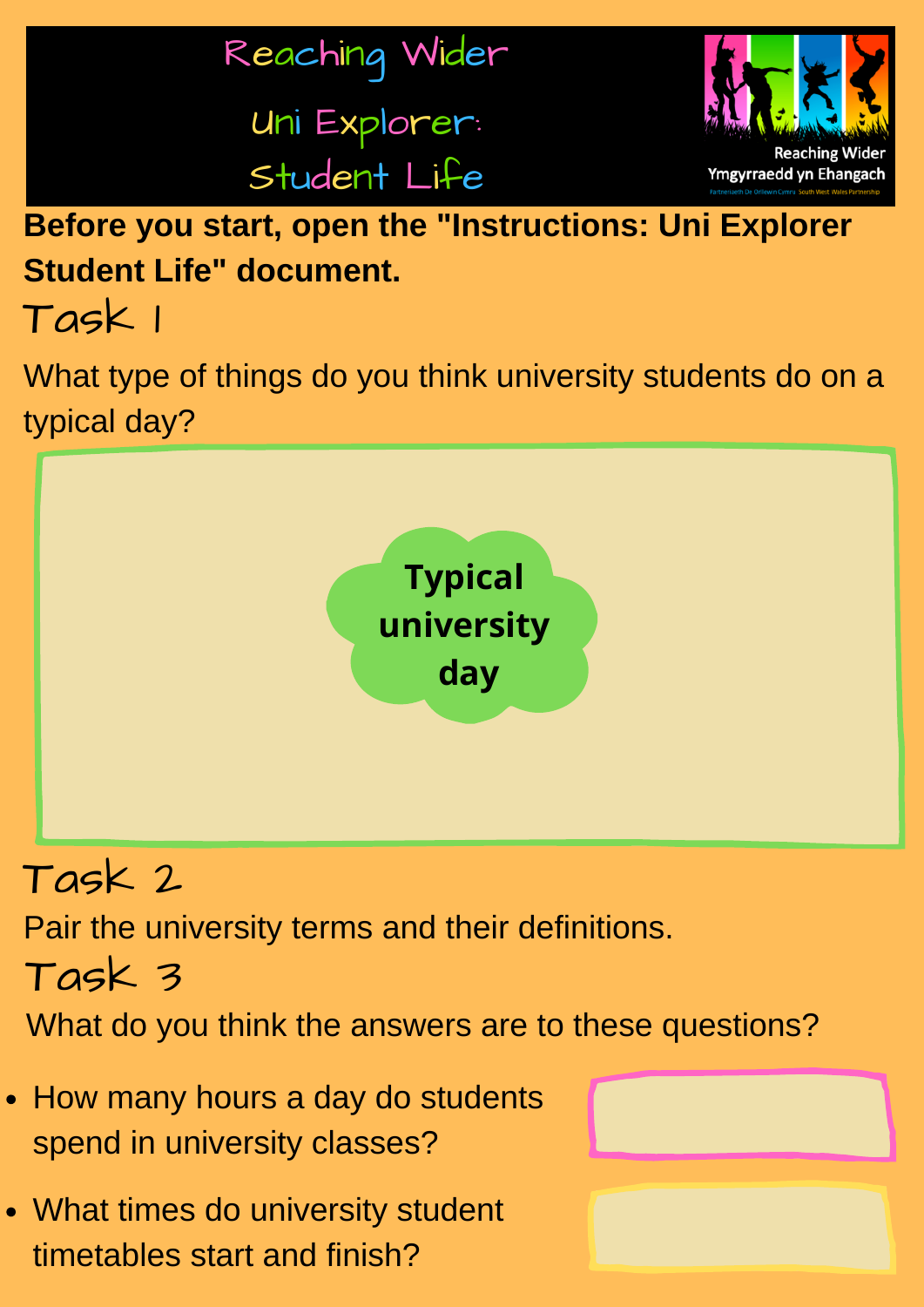# Reaching Wider

# Uni Explorer: Student Life

Reaching Wider
Ymgyrraedd yn Ehangach
Partneriaeth De Orllewin Cymru South West Wales Partnership

**Before you start, open the "Instructions: Uni Explorer Student Life" document.**

## Task 1

What type of things do you think university students do on a typical day?

**Typical university day**

## Task 2

Pair the university terms and their definitions.

## Task 3

What do you think the answers are to these questions?

- How many hours a day do students spend in university classes?
- What times do university student timetables start and finish?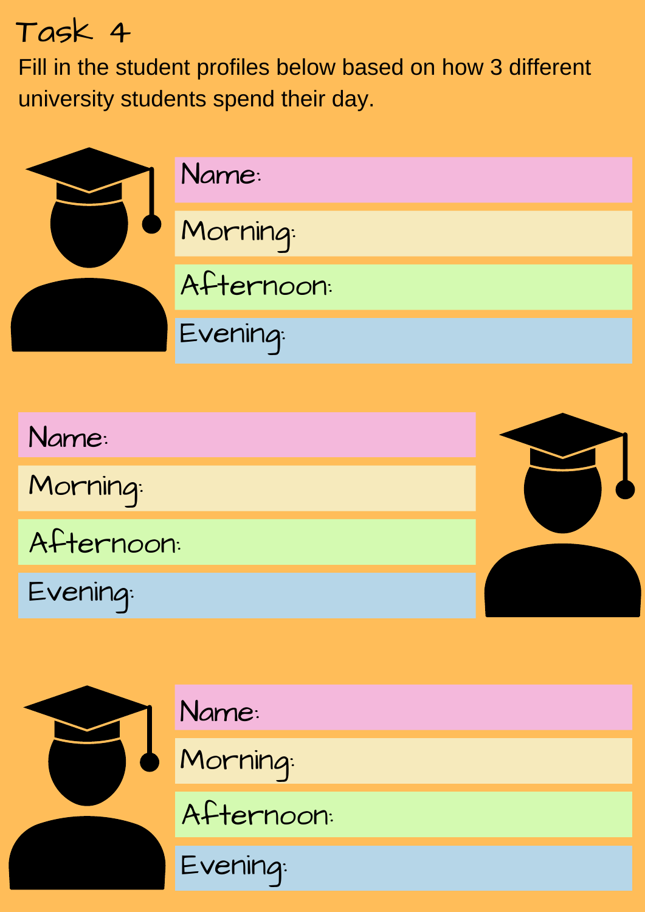# Task 4

Fill in the student profiles below based on how 3 different university students spend their day.

Name:

Morning:

Afternoon:

Evening:

Name:

Morning:

Afternoon:

Evening:

Name:

Morning:

Afternoon:

Evening: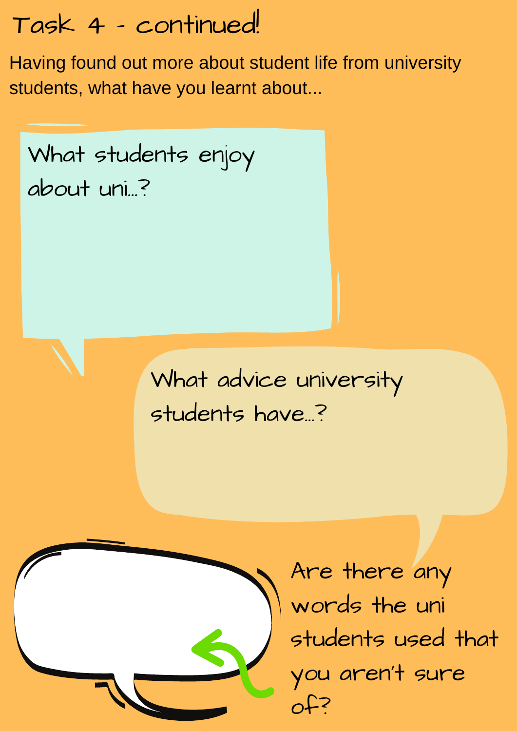# Task 4 - continued!

Having found out more about student life from university students, what have you learnt about...

What students enjoy about uni...?

What advice university students have...?

Are there any words the uni students used that you aren't sure of?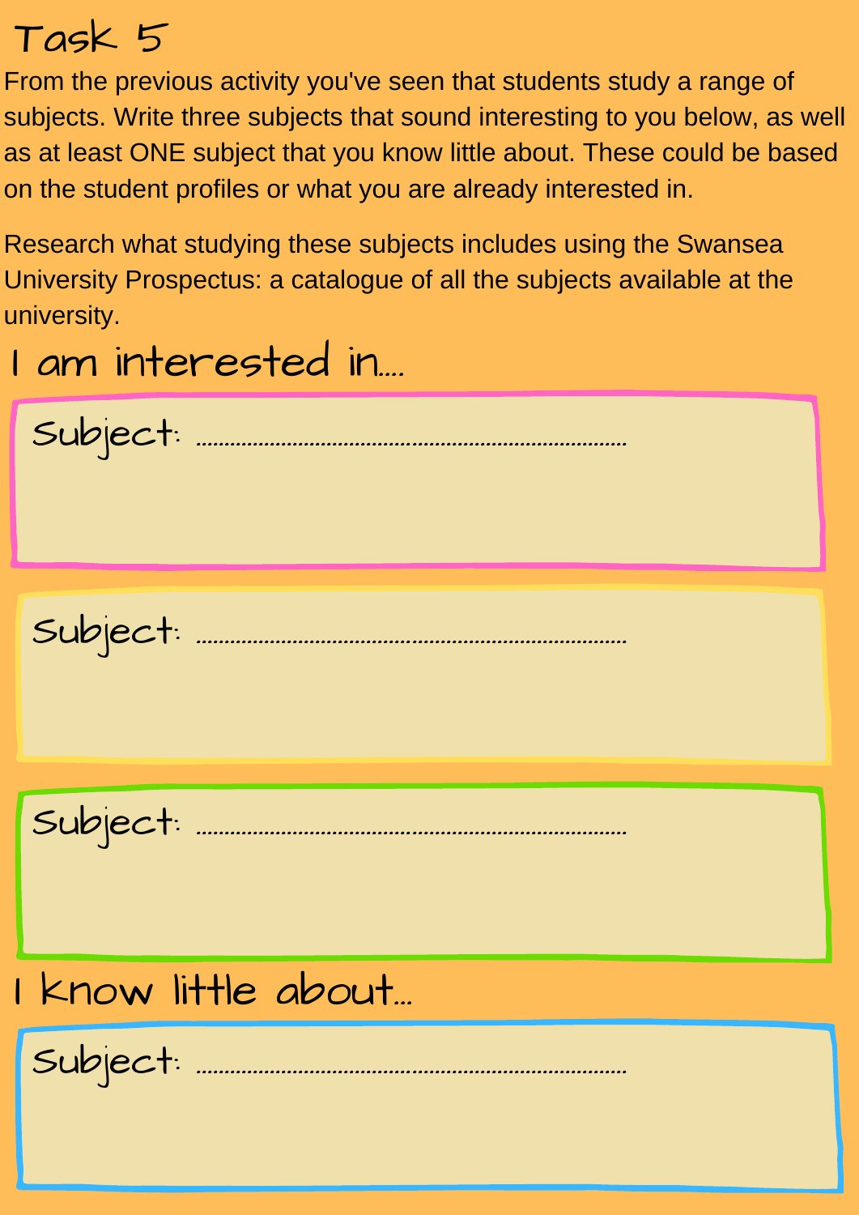# Task 5

From the previous activity you've seen that students study a range of subjects. Write three subjects that sound interesting to you below, as well as at least ONE subject that you know little about. These could be based on the student profiles or what you are already interested in.

Research what studying these subjects includes using the Swansea University Prospectus: a catalogue of all the subjects available at the university.

## I am interested in....

Subject: ............................................................................

Subject: ............................................................................

Subject: ............................................................................

## I know little about...

Subject: ............................................................................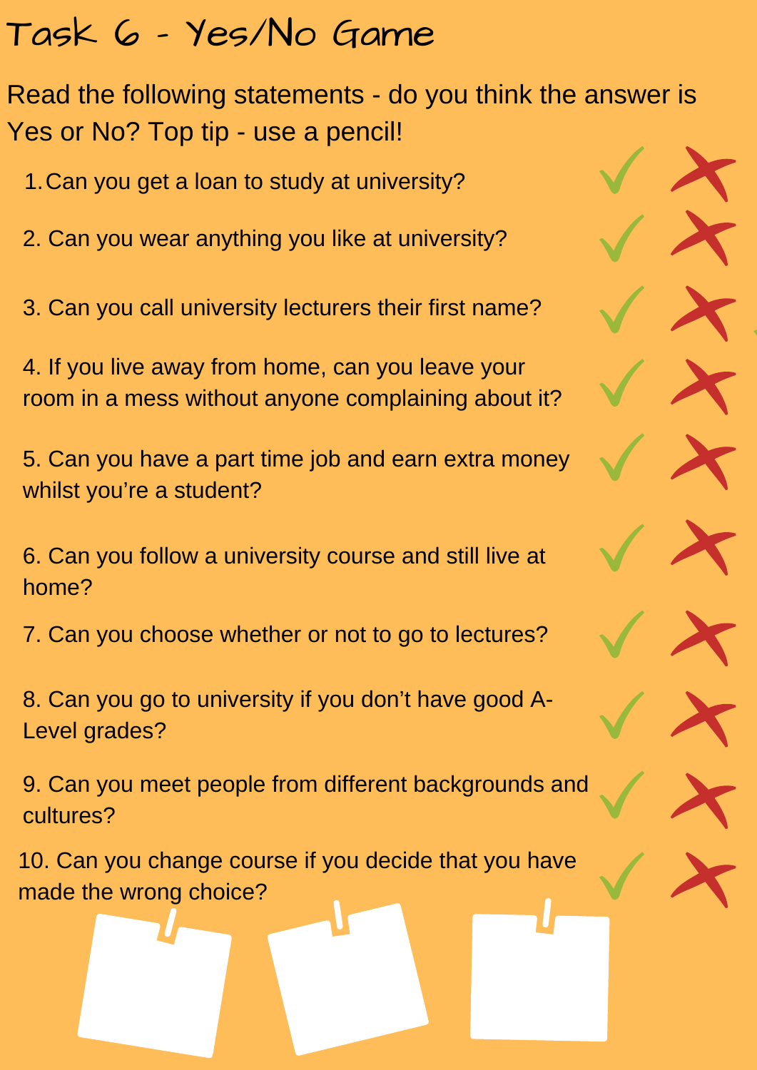# Task 6 - Yes/No Game

Read the following statements - do you think the answer is Yes or No? Top tip - use a pencil!

1. Can you get a loan to study at university? ✓ ✗
2. Can you wear anything you like at university? ✓ ✗
3. Can you call university lecturers their first name? ✓ ✗
4. If you live away from home, can you leave your room in a mess without anyone complaining about it? ✓ ✗
5. Can you have a part time job and earn extra money whilst you're a student? ✓ ✗
6. Can you follow a university course and still live at home? ✓ ✗
7. Can you choose whether or not to go to lectures? ✓ ✗
8. Can you go to university if you don't have good A-Level grades? ✓ ✗
9. Can you meet people from different backgrounds and cultures? ✓ ✗
10. Can you change course if you decide that you have made the wrong choice? ✓ ✗